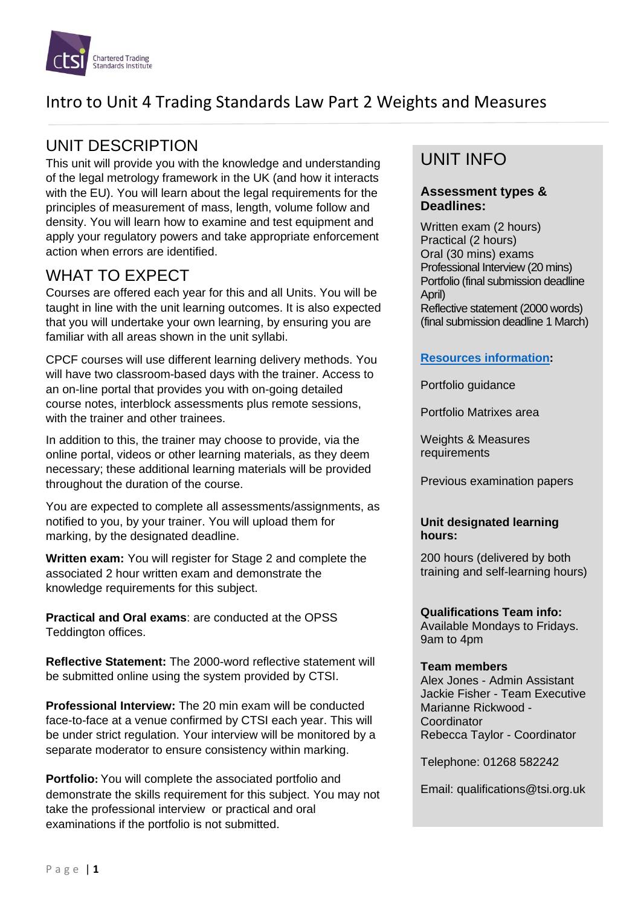# Intro to Unit 4 Trading Standards Law Part 2 Weights and Measures

## UNIT DESCRIPTION

This unit will provide you with the knowledge and understanding of the legal metrology framework in the UK (and how it interacts with the EU). You will learn about the legal requirements for the principles of measurement of mass, length, volume follow and density. You will learn how to examine and test equipment and apply your regulatory powers and take appropriate enforcement action when errors are identified.

## WHAT TO EXPECT

Courses are offered each year for this and all Units. You will be taught in line with the unit learning outcomes. It is also expected that you will undertake your own learning, by ensuring you are familiar with all areas shown in the unit syllabi.

CPCF courses will use different learning delivery methods. You will have two classroom-based days with the trainer. Access to an on-line portal that provides you with on-going detailed course notes, interblock assessments plus remote sessions, with the trainer and other trainees.

In addition to this, the trainer may choose to provide, via the online portal, videos or other learning materials, as they deem necessary; these additional learning materials will be provided throughout the duration of the course.

You are expected to complete all assessments/assignments, as notified to you, by your trainer. You will upload them for marking, by the designated deadline.

**Written exam:** You will register for Stage 2 and complete the associated 2 hour written exam and demonstrate the knowledge requirements for this subject.

**Practical and Oral exams**: are conducted at the OPSS Teddington offices.

**Reflective Statement:** The 2000-word reflective statement will be submitted online using the system provided by CTSI.

**Professional Interview:** The 20 min exam will be conducted face-to-face at a venue confirmed by CTSI each year. This will be under strict regulation. Your interview will be monitored by a separate moderator to ensure consistency within marking.

**Portfolio:** You will complete the associated portfolio and demonstrate the skills requirement for this subject. You may not take the professional interview or practical and oral examinations if the portfolio is not submitted.

## UNIT INFO

**Assessment types & Deadlines:**

Written exam (2 hours)
Practical (2 hours)
Oral (30 mins) exams
Professional Interview (20 mins)
Portfolio (final submission deadline April)
Reflective statement (2000 words) (final submission deadline 1 March)

**Resources information:**

Portfolio guidance

Portfolio Matrixes area

Weights & Measures requirements

Previous examination papers

**Unit designated learning hours:**

200 hours (delivered by both training and self-learning hours)

**Qualifications Team info:**
Available Mondays to Fridays. 9am to 4pm

**Team members**
Alex Jones - Admin Assistant
Jackie Fisher - Team Executive
Marianne Rickwood - Coordinator
Rebecca Taylor - Coordinator

Telephone: 01268 582242

Email: qualifications@tsi.org.uk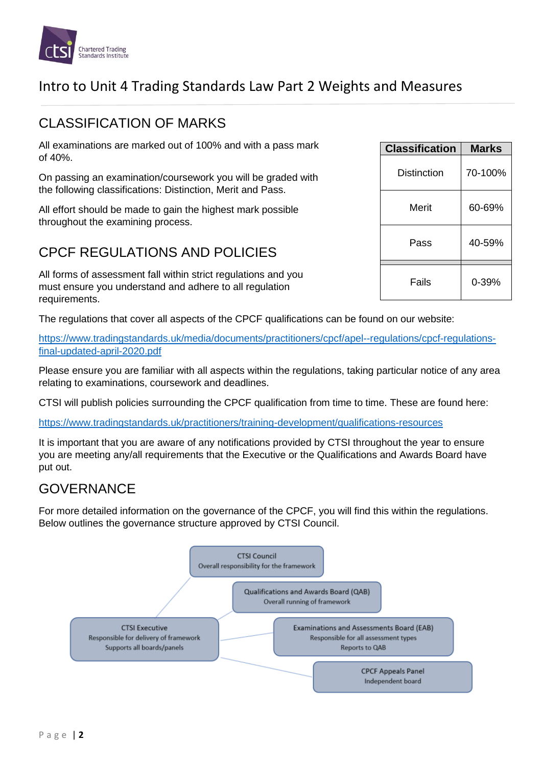# Intro to Unit 4 Trading Standards Law Part 2 Weights and Measures

## CLASSIFICATION OF MARKS

All examinations are marked out of 100% and with a pass mark of 40%.

On passing an examination/coursework you will be graded with the following classifications: Distinction, Merit and Pass.

All effort should be made to gain the highest mark possible throughout the examining process.

| Classification | Marks |
|---|---|
| Distinction | 70-100% |
| Merit | 60-69% |
| Pass | 40-59% |
| Fails | 0-39% |

## CPCF REGULATIONS AND POLICIES

All forms of assessment fall within strict regulations and you must ensure you understand and adhere to all regulation requirements.

The regulations that cover all aspects of the CPCF qualifications can be found on our website:

https://www.tradingstandards.uk/media/documents/practitioners/cpcf/apel--regulations/cpcf-regulations-final-updated-april-2020.pdf

Please ensure you are familiar with all aspects within the regulations, taking particular notice of any area relating to examinations, coursework and deadlines.

CTSI will publish policies surrounding the CPCF qualification from time to time. These are found here:

https://www.tradingstandards.uk/practitioners/training-development/qualifications-resources

It is important that you are aware of any notifications provided by CTSI throughout the year to ensure you are meeting any/all requirements that the Executive or the Qualifications and Awards Board have put out.

## GOVERNANCE

For more detailed information on the governance of the CPCF, you will find this within the regulations. Below outlines the governance structure approved by CTSI Council.

CTSI Council
Overall responsibility for the framework

Qualifications and Awards Board (QAB)
Overall running of framework

CTSI Executive
Responsible for delivery of framework
Supports all boards/panels

Examinations and Assessments Board (EAB)
Responsible for all assessment types
Reports to QAB

CPCF Appeals Panel
Independent board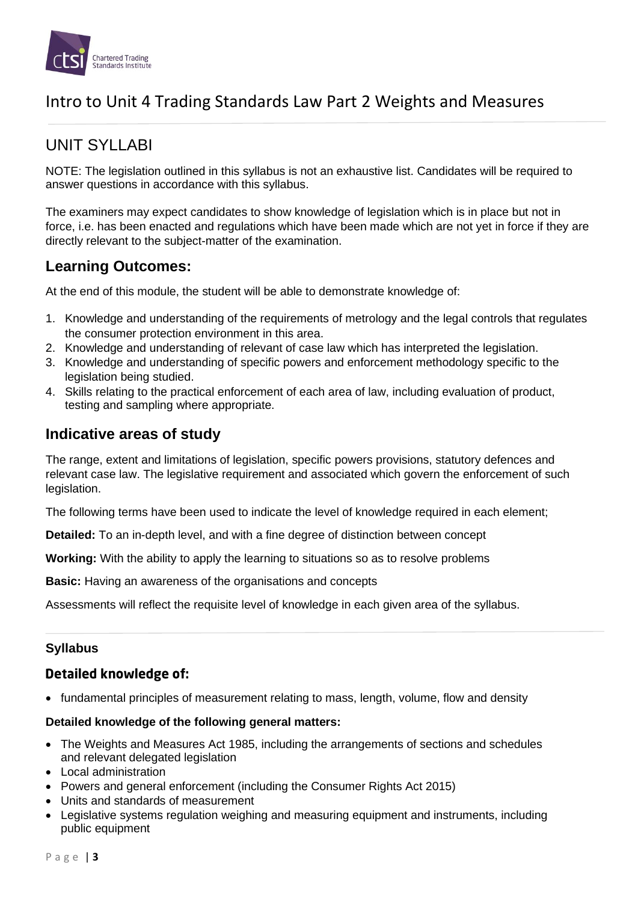# Intro to Unit 4 Trading Standards Law Part 2 Weights and Measures

## UNIT SYLLABI

NOTE: The legislation outlined in this syllabus is not an exhaustive list. Candidates will be required to answer questions in accordance with this syllabus.

The examiners may expect candidates to show knowledge of legislation which is in place but not in force, i.e. has been enacted and regulations which have been made which are not yet in force if they are directly relevant to the subject-matter of the examination.

### Learning Outcomes:

At the end of this module, the student will be able to demonstrate knowledge of:

1. Knowledge and understanding of the requirements of metrology and the legal controls that regulates the consumer protection environment in this area.
2. Knowledge and understanding of relevant of case law which has interpreted the legislation.
3. Knowledge and understanding of specific powers and enforcement methodology specific to the legislation being studied.
4. Skills relating to the practical enforcement of each area of law, including evaluation of product, testing and sampling where appropriate.

### Indicative areas of study

The range, extent and limitations of legislation, specific powers provisions, statutory defences and relevant case law. The legislative requirement and associated which govern the enforcement of such legislation.

The following terms have been used to indicate the level of knowledge required in each element;

**Detailed:** To an in-depth level, and with a fine degree of distinction between concept

**Working:** With the ability to apply the learning to situations so as to resolve problems

**Basic:** Having an awareness of the organisations and concepts

Assessments will reflect the requisite level of knowledge in each given area of the syllabus.

#### Syllabus

### Detailed knowledge of:

- fundamental principles of measurement relating to mass, length, volume, flow and density

**Detailed knowledge of the following general matters:**

- The Weights and Measures Act 1985, including the arrangements of sections and schedules and relevant delegated legislation
- Local administration
- Powers and general enforcement (including the Consumer Rights Act 2015)
- Units and standards of measurement
- Legislative systems regulation weighing and measuring equipment and instruments, including public equipment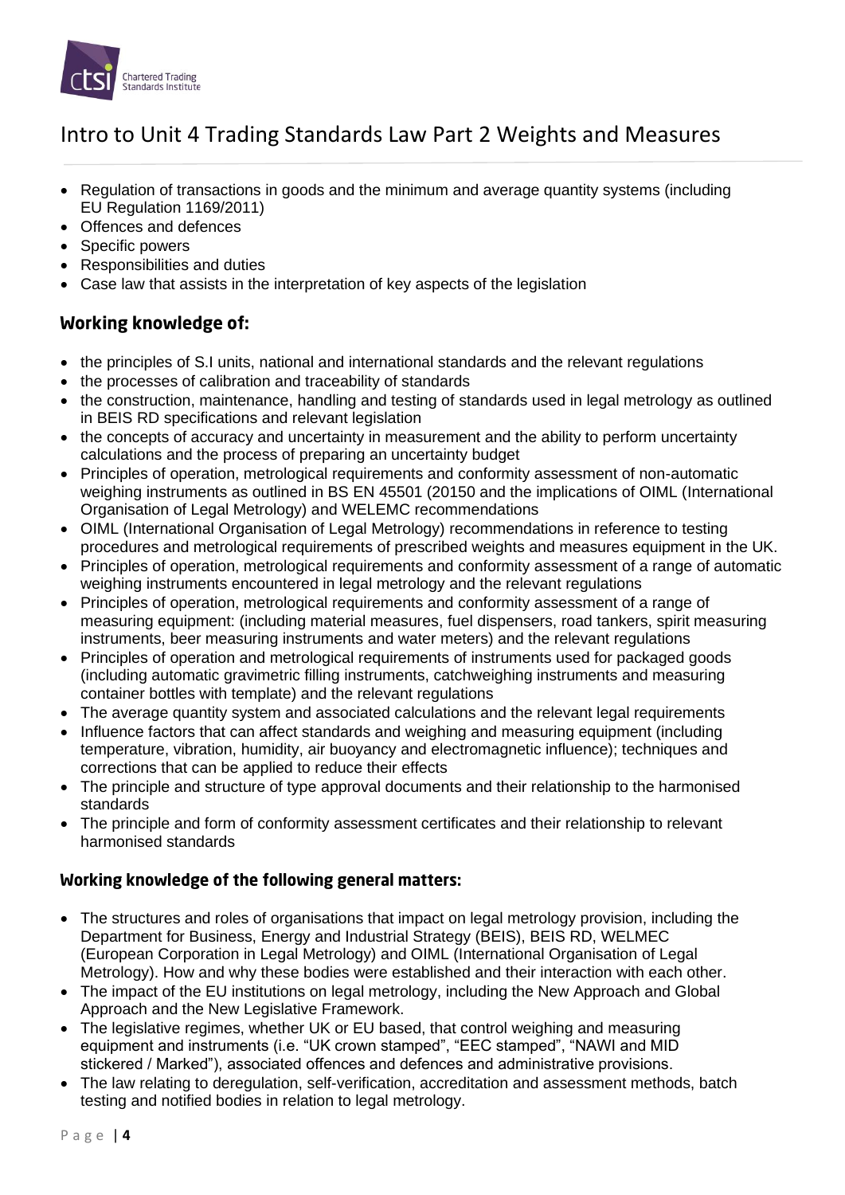# Intro to Unit 4 Trading Standards Law Part 2 Weights and Measures

- Regulation of transactions in goods and the minimum and average quantity systems (including EU Regulation 1169/2011)
- Offences and defences
- Specific powers
- Responsibilities and duties
- Case law that assists in the interpretation of key aspects of the legislation

## Working knowledge of:

- the principles of S.I units, national and international standards and the relevant regulations
- the processes of calibration and traceability of standards
- the construction, maintenance, handling and testing of standards used in legal metrology as outlined in BEIS RD specifications and relevant legislation
- the concepts of accuracy and uncertainty in measurement and the ability to perform uncertainty calculations and the process of preparing an uncertainty budget
- Principles of operation, metrological requirements and conformity assessment of non-automatic weighing instruments as outlined in BS EN 45501 (20150 and the implications of OIML (International Organisation of Legal Metrology) and WELEMC recommendations
- OIML (International Organisation of Legal Metrology) recommendations in reference to testing procedures and metrological requirements of prescribed weights and measures equipment in the UK.
- Principles of operation, metrological requirements and conformity assessment of a range of automatic weighing instruments encountered in legal metrology and the relevant regulations
- Principles of operation, metrological requirements and conformity assessment of a range of measuring equipment: (including material measures, fuel dispensers, road tankers, spirit measuring instruments, beer measuring instruments and water meters) and the relevant regulations
- Principles of operation and metrological requirements of instruments used for packaged goods (including automatic gravimetric filling instruments, catchweighing instruments and measuring container bottles with template) and the relevant regulations
- The average quantity system and associated calculations and the relevant legal requirements
- Influence factors that can affect standards and weighing and measuring equipment (including temperature, vibration, humidity, air buoyancy and electromagnetic influence); techniques and corrections that can be applied to reduce their effects
- The principle and structure of type approval documents and their relationship to the harmonised standards
- The principle and form of conformity assessment certificates and their relationship to relevant harmonised standards

## Working knowledge of the following general matters:

- The structures and roles of organisations that impact on legal metrology provision, including the Department for Business, Energy and Industrial Strategy (BEIS), BEIS RD, WELMEC (European Corporation in Legal Metrology) and OIML (International Organisation of Legal Metrology). How and why these bodies were established and their interaction with each other.
- The impact of the EU institutions on legal metrology, including the New Approach and Global Approach and the New Legislative Framework.
- The legislative regimes, whether UK or EU based, that control weighing and measuring equipment and instruments (i.e. "UK crown stamped", "EEC stamped", "NAWI and MID stickered / Marked"), associated offences and defences and administrative provisions.
- The law relating to deregulation, self-verification, accreditation and assessment methods, batch testing and notified bodies in relation to legal metrology.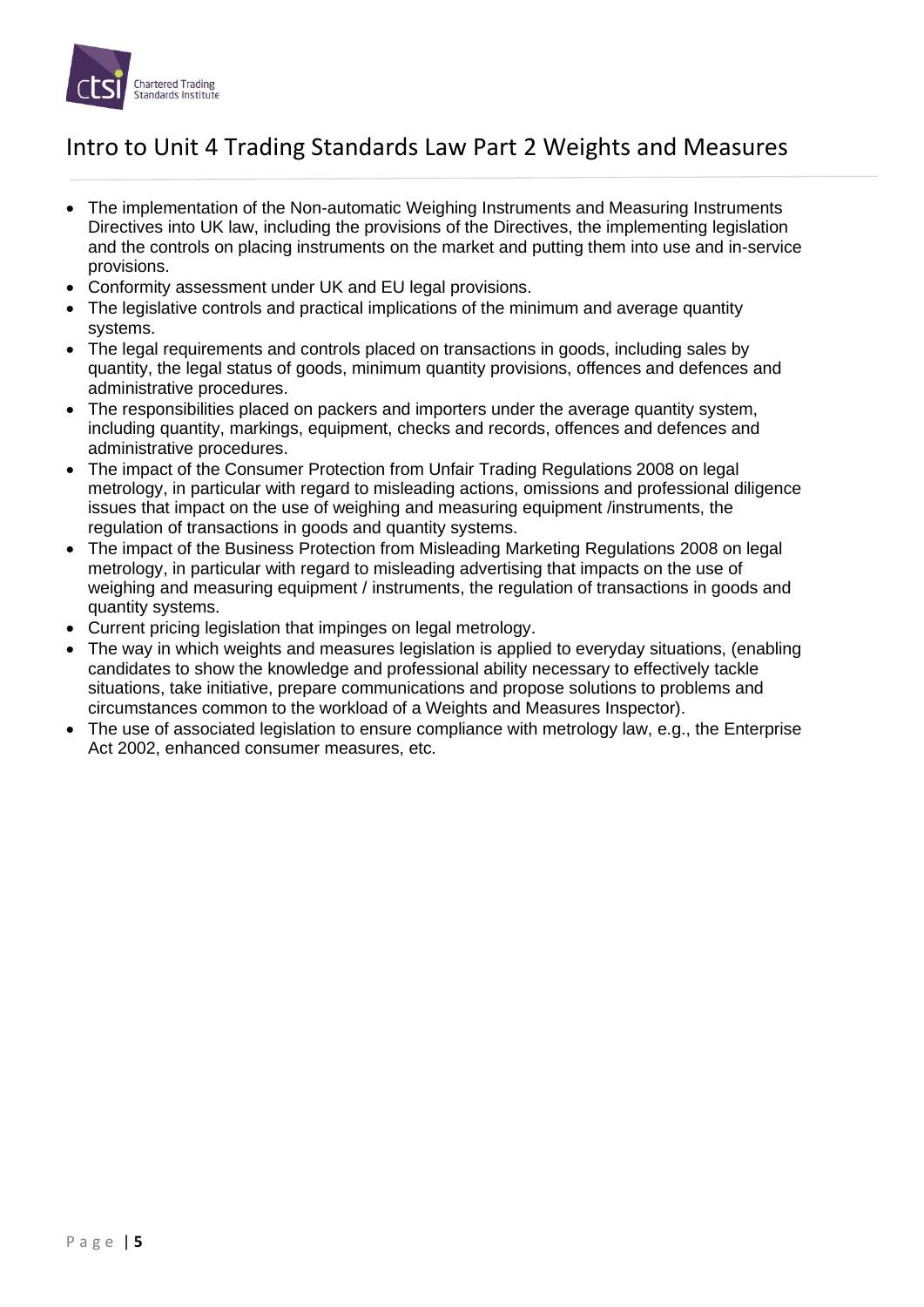# Intro to Unit 4 Trading Standards Law Part 2 Weights and Measures

- The implementation of the Non-automatic Weighing Instruments and Measuring Instruments Directives into UK law, including the provisions of the Directives, the implementing legislation and the controls on placing instruments on the market and putting them into use and in-service provisions.
- Conformity assessment under UK and EU legal provisions.
- The legislative controls and practical implications of the minimum and average quantity systems.
- The legal requirements and controls placed on transactions in goods, including sales by quantity, the legal status of goods, minimum quantity provisions, offences and defences and administrative procedures.
- The responsibilities placed on packers and importers under the average quantity system, including quantity, markings, equipment, checks and records, offences and defences and administrative procedures.
- The impact of the Consumer Protection from Unfair Trading Regulations 2008 on legal metrology, in particular with regard to misleading actions, omissions and professional diligence issues that impact on the use of weighing and measuring equipment /instruments, the regulation of transactions in goods and quantity systems.
- The impact of the Business Protection from Misleading Marketing Regulations 2008 on legal metrology, in particular with regard to misleading advertising that impacts on the use of weighing and measuring equipment / instruments, the regulation of transactions in goods and quantity systems.
- Current pricing legislation that impinges on legal metrology.
- The way in which weights and measures legislation is applied to everyday situations, (enabling candidates to show the knowledge and professional ability necessary to effectively tackle situations, take initiative, prepare communications and propose solutions to problems and circumstances common to the workload of a Weights and Measures Inspector).
- The use of associated legislation to ensure compliance with metrology law, e.g., the Enterprise Act 2002, enhanced consumer measures, etc.